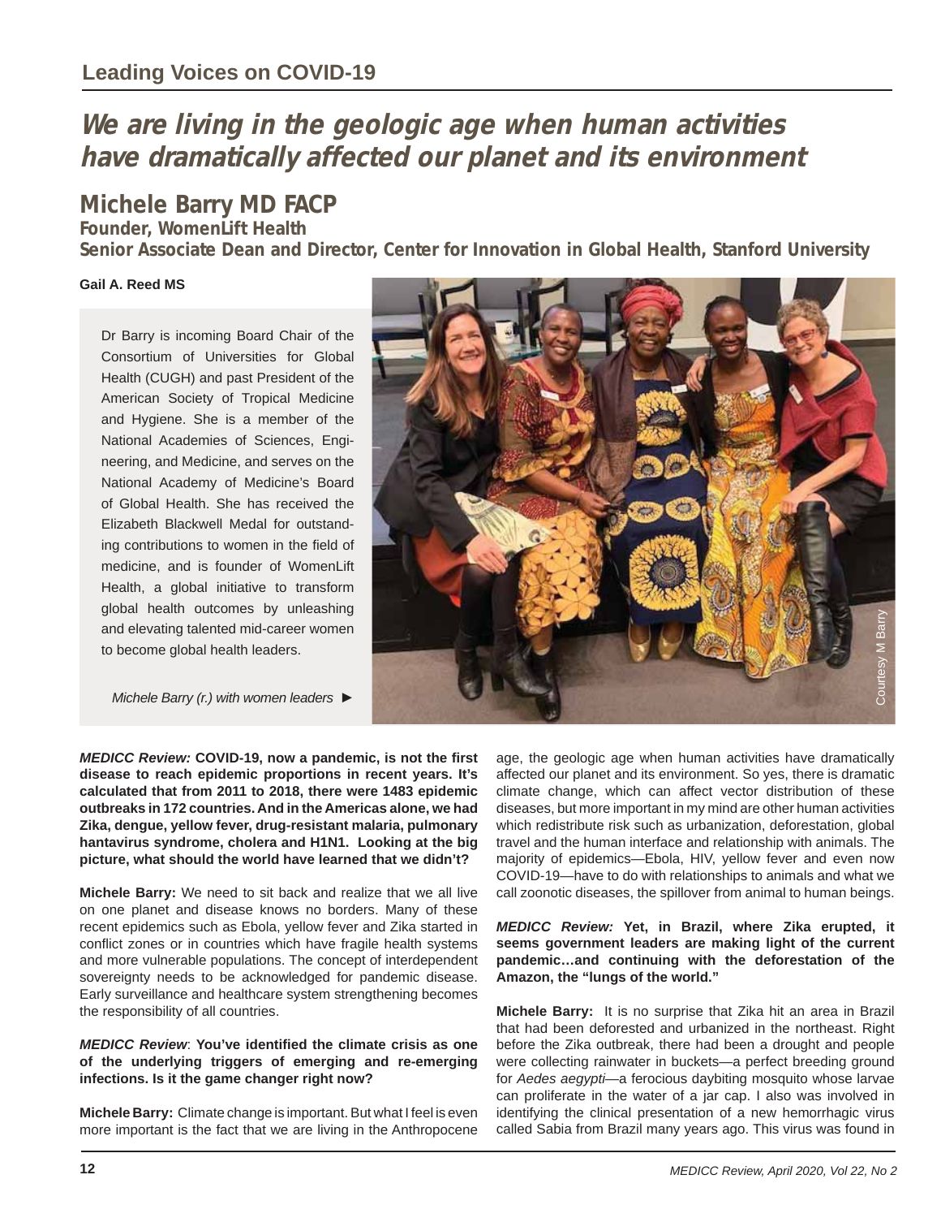## Leading Voices on COVID-19

# We are living in the geologic age when human activities have dramatically affected our planet and its environment

## Michele Barry MD FACP

### Founder, WomenLift Health
### Senior Associate Dean and Director, Center for Innovation in Global Health, Stanford University

**Gail A. Reed MS**

Dr Barry is incoming Board Chair of the Consortium of Universities for Global Health (CUGH) and past President of the American Society of Tropical Medicine and Hygiene. She is a member of the National Academies of Sciences, Engineering, and Medicine, and serves on the National Academy of Medicine's Board of Global Health. She has received the Elizabeth Blackwell Medal for outstanding contributions to women in the field of medicine, and is founder of WomenLift Health, a global initiative to transform global health outcomes by unleashing and elevating talented mid-career women to become global health leaders.

*Michele Barry (r.) with women leaders* ►

Courtesy M Barry

***MEDICC Review:*** **COVID-19, now a pandemic, is not the first disease to reach epidemic proportions in recent years. It's calculated that from 2011 to 2018, there were 1483 epidemic outbreaks in 172 countries. And in the Americas alone, we had Zika, dengue, yellow fever, drug-resistant malaria, pulmonary hantavirus syndrome, cholera and H1N1. Looking at the big picture, what should the world have learned that we didn't?**

**Michele Barry:** We need to sit back and realize that we all live on one planet and disease knows no borders. Many of these recent epidemics such as Ebola, yellow fever and Zika started in conflict zones or in countries which have fragile health systems and more vulnerable populations. The concept of interdependent sovereignty needs to be acknowledged for pandemic disease. Early surveillance and healthcare system strengthening becomes the responsibility of all countries.

***MEDICC Review*****: You've identified the climate crisis as one of the underlying triggers of emerging and re-emerging infections. Is it the game changer right now?**

**Michele Barry:** Climate change is important. But what I feel is even more important is the fact that we are living in the Anthropocene age, the geologic age when human activities have dramatically affected our planet and its environment. So yes, there is dramatic climate change, which can affect vector distribution of these diseases, but more important in my mind are other human activities which redistribute risk such as urbanization, deforestation, global travel and the human interface and relationship with animals. The majority of epidemics—Ebola, HIV, yellow fever and even now COVID-19—have to do with relationships to animals and what we call zoonotic diseases, the spillover from animal to human beings.

***MEDICC Review:*** **Yet, in Brazil, where Zika erupted, it seems government leaders are making light of the current pandemic…and continuing with the deforestation of the Amazon, the "lungs of the world."**

**Michele Barry:** It is no surprise that Zika hit an area in Brazil that had been deforested and urbanized in the northeast. Right before the Zika outbreak, there had been a drought and people were collecting rainwater in buckets—a perfect breeding ground for *Aedes aegypti*—a ferocious daybiting mosquito whose larvae can proliferate in the water of a jar cap. I also was involved in identifying the clinical presentation of a new hemorrhagic virus called Sabia from Brazil many years ago. This virus was found in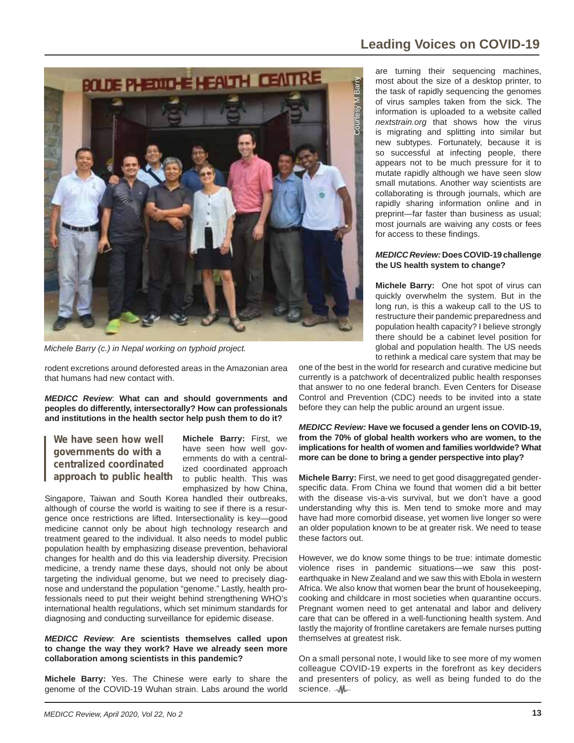Michele Barry (c.) in Nepal working on typhoid project.

rodent excretions around deforested areas in the Amazonian area that humans had new contact with.

***MEDICC Review*: What can and should governments and peoples do differently, intersectorally? How can professionals and institutions in the health sector help push them to do it?**

> **We have seen how well governments do with a centralized coordinated approach to public health**

**Michele Barry:** First, we have seen how well governments do with a centralized coordinated approach to public health. This was emphasized by how China, Singapore, Taiwan and South Korea handled their outbreaks, although of course the world is waiting to see if there is a resurgence once restrictions are lifted. Intersectionality is key—good medicine cannot only be about high technology research and treatment geared to the individual. It also needs to model public population health by emphasizing disease prevention, behavioral changes for health and do this via leadership diversity. Precision medicine, a trendy name these days, should not only be about targeting the individual genome, but we need to precisely diagnose and understand the population "genome." Lastly, health professionals need to put their weight behind strengthening WHO's international health regulations, which set minimum standards for diagnosing and conducting surveillance for epidemic disease.

***MEDICC Review*: Are scientists themselves called upon to change the way they work? Have we already seen more collaboration among scientists in this pandemic?**

**Michele Barry:** Yes. The Chinese were early to share the genome of the COVID-19 Wuhan strain. Labs around the world are turning their sequencing machines, most about the size of a desktop printer, to the task of rapidly sequencing the genomes of virus samples taken from the sick. The information is uploaded to a website called *nextstrain.org* that shows how the virus is migrating and splitting into similar but new subtypes. Fortunately, because it is so successful at infecting people, there appears not to be much pressure for it to mutate rapidly although we have seen slow small mutations. Another way scientists are collaborating is through journals, which are rapidly sharing information online and in preprint—far faster than business as usual; most journals are waiving any costs or fees for access to these findings.

***MEDICC Review:* Does COVID-19 challenge the US health system to change?**

**Michele Barry:** One hot spot of virus can quickly overwhelm the system. But in the long run, is this a wakeup call to the US to restructure their pandemic preparedness and population health capacity? I believe strongly there should be a cabinet level position for global and population health. The US needs to rethink a medical care system that may be one of the best in the world for research and curative medicine but currently is a patchwork of decentralized public health responses that answer to no one federal branch. Even Centers for Disease Control and Prevention (CDC) needs to be invited into a state before they can help the public around an urgent issue.

***MEDICC Review:* Have we focused a gender lens on COVID-19, from the 70% of global health workers who are women, to the implications for health of women and families worldwide? What more can be done to bring a gender perspective into play?**

**Michele Barry:** First, we need to get good disaggregated gender-specific data. From China we found that women did a bit better with the disease vis-a-vis survival, but we don't have a good understanding why this is. Men tend to smoke more and may have had more comorbid disease, yet women live longer so were an older population known to be at greater risk. We need to tease these factors out.

However, we do know some things to be true: intimate domestic violence rises in pandemic situations—we saw this post-earthquake in New Zealand and we saw this with Ebola in western Africa. We also know that women bear the brunt of housekeeping, cooking and childcare in most societies when quarantine occurs. Pregnant women need to get antenatal and labor and delivery care that can be offered in a well-functioning health system. And lastly the majority of frontline caretakers are female nurses putting themselves at greatest risk.

On a small personal note, I would like to see more of my women colleague COVID-19 experts in the forefront as key deciders and presenters of policy, as well as being funded to do the science.